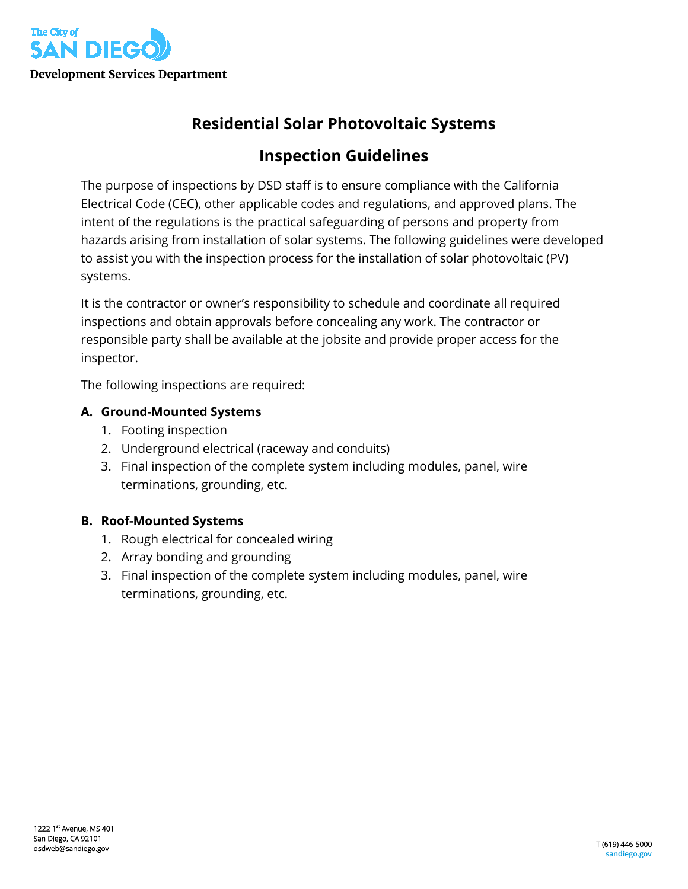The City of SAN DIEGO

**Development Services Department**

# Residential Solar Photovoltaic Systems

# Inspection Guidelines

The purpose of inspections by DSD staff is to ensure compliance with the California Electrical Code (CEC), other applicable codes and regulations, and approved plans. The intent of the regulations is the practical safeguarding of persons and property from hazards arising from installation of solar systems. The following guidelines were developed to assist you with the inspection process for the installation of solar photovoltaic (PV) systems.

It is the contractor or owner's responsibility to schedule and coordinate all required inspections and obtain approvals before concealing any work. The contractor or responsible party shall be available at the jobsite and provide proper access for the inspector.

The following inspections are required:

**A. Ground-Mounted Systems**

1. Footing inspection
2. Underground electrical (raceway and conduits)
3. Final inspection of the complete system including modules, panel, wire terminations, grounding, etc.

**B. Roof-Mounted Systems**

1. Rough electrical for concealed wiring
2. Array bonding and grounding
3. Final inspection of the complete system including modules, panel, wire terminations, grounding, etc.

1222 1st Avenue, MS 401
San Diego, CA 92101
dsdweb@sandiego.gov

T (619) 446-5000
sandiego.gov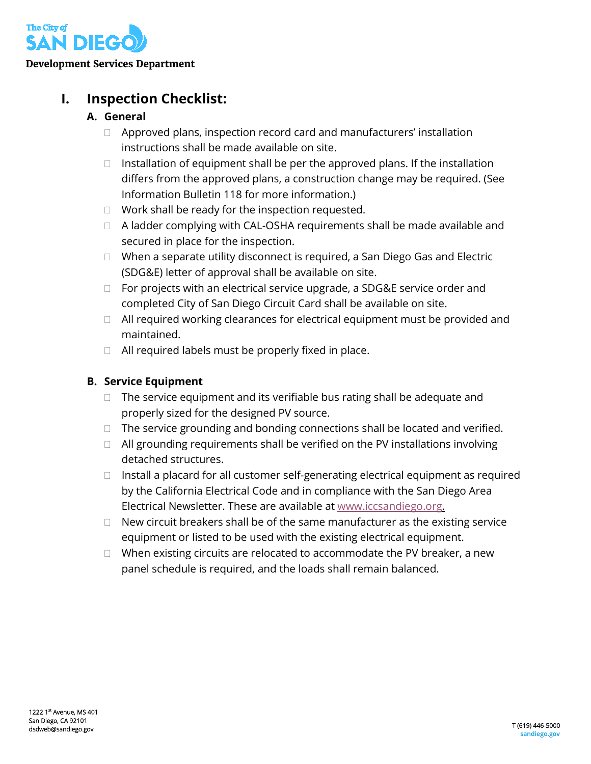# I. Inspection Checklist:

## A. General

- ☐ Approved plans, inspection record card and manufacturers' installation instructions shall be made available on site.
- ☐ Installation of equipment shall be per the approved plans. If the installation differs from the approved plans, a construction change may be required. (See Information Bulletin 118 for more information.)
- ☐ Work shall be ready for the inspection requested.
- ☐ A ladder complying with CAL-OSHA requirements shall be made available and secured in place for the inspection.
- ☐ When a separate utility disconnect is required, a San Diego Gas and Electric (SDG&E) letter of approval shall be available on site.
- ☐ For projects with an electrical service upgrade, a SDG&E service order and completed City of San Diego Circuit Card shall be available on site.
- ☐ All required working clearances for electrical equipment must be provided and maintained.
- ☐ All required labels must be properly fixed in place.

## B. Service Equipment

- ☐ The service equipment and its verifiable bus rating shall be adequate and properly sized for the designed PV source.
- ☐ The service grounding and bonding connections shall be located and verified.
- ☐ All grounding requirements shall be verified on the PV installations involving detached structures.
- ☐ Install a placard for all customer self-generating electrical equipment as required by the California Electrical Code and in compliance with the San Diego Area Electrical Newsletter. These are available at www.iccsandiego.org.
- ☐ New circuit breakers shall be of the same manufacturer as the existing service equipment or listed to be used with the existing electrical equipment.
- ☐ When existing circuits are relocated to accommodate the PV breaker, a new panel schedule is required, and the loads shall remain balanced.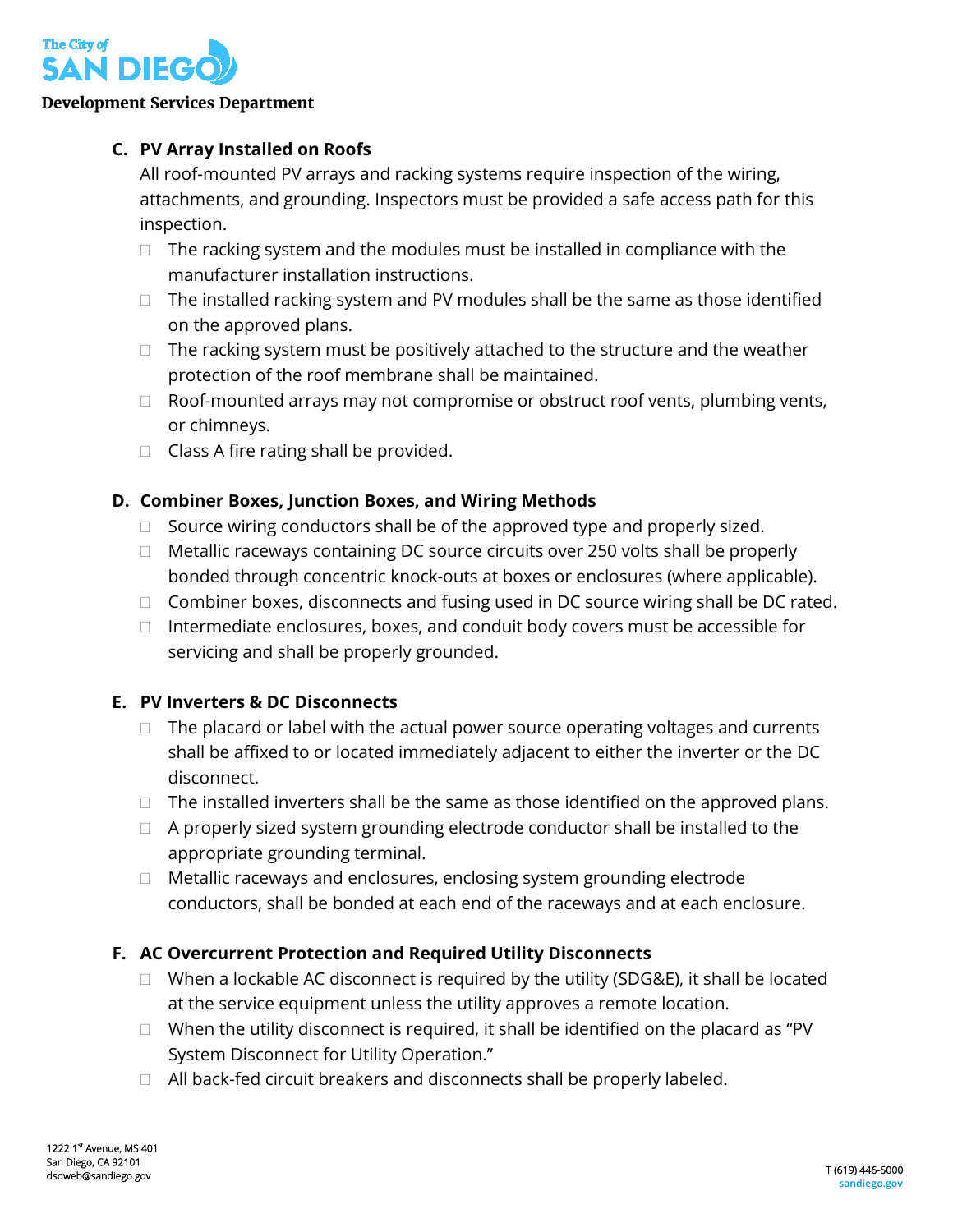### C. PV Array Installed on Roofs

All roof-mounted PV arrays and racking systems require inspection of the wiring, attachments, and grounding. Inspectors must be provided a safe access path for this inspection.

- ☐ The racking system and the modules must be installed in compliance with the manufacturer installation instructions.
- ☐ The installed racking system and PV modules shall be the same as those identified on the approved plans.
- ☐ The racking system must be positively attached to the structure and the weather protection of the roof membrane shall be maintained.
- ☐ Roof-mounted arrays may not compromise or obstruct roof vents, plumbing vents, or chimneys.
- ☐ Class A fire rating shall be provided.

### D. Combiner Boxes, Junction Boxes, and Wiring Methods

- ☐ Source wiring conductors shall be of the approved type and properly sized.
- ☐ Metallic raceways containing DC source circuits over 250 volts shall be properly bonded through concentric knock-outs at boxes or enclosures (where applicable).
- ☐ Combiner boxes, disconnects and fusing used in DC source wiring shall be DC rated.
- ☐ Intermediate enclosures, boxes, and conduit body covers must be accessible for servicing and shall be properly grounded.

### E. PV Inverters & DC Disconnects

- ☐ The placard or label with the actual power source operating voltages and currents shall be affixed to or located immediately adjacent to either the inverter or the DC disconnect.
- ☐ The installed inverters shall be the same as those identified on the approved plans.
- ☐ A properly sized system grounding electrode conductor shall be installed to the appropriate grounding terminal.
- ☐ Metallic raceways and enclosures, enclosing system grounding electrode conductors, shall be bonded at each end of the raceways and at each enclosure.

### F. AC Overcurrent Protection and Required Utility Disconnects

- ☐ When a lockable AC disconnect is required by the utility (SDG&E), it shall be located at the service equipment unless the utility approves a remote location.
- ☐ When the utility disconnect is required, it shall be identified on the placard as "PV System Disconnect for Utility Operation."
- ☐ All back-fed circuit breakers and disconnects shall be properly labeled.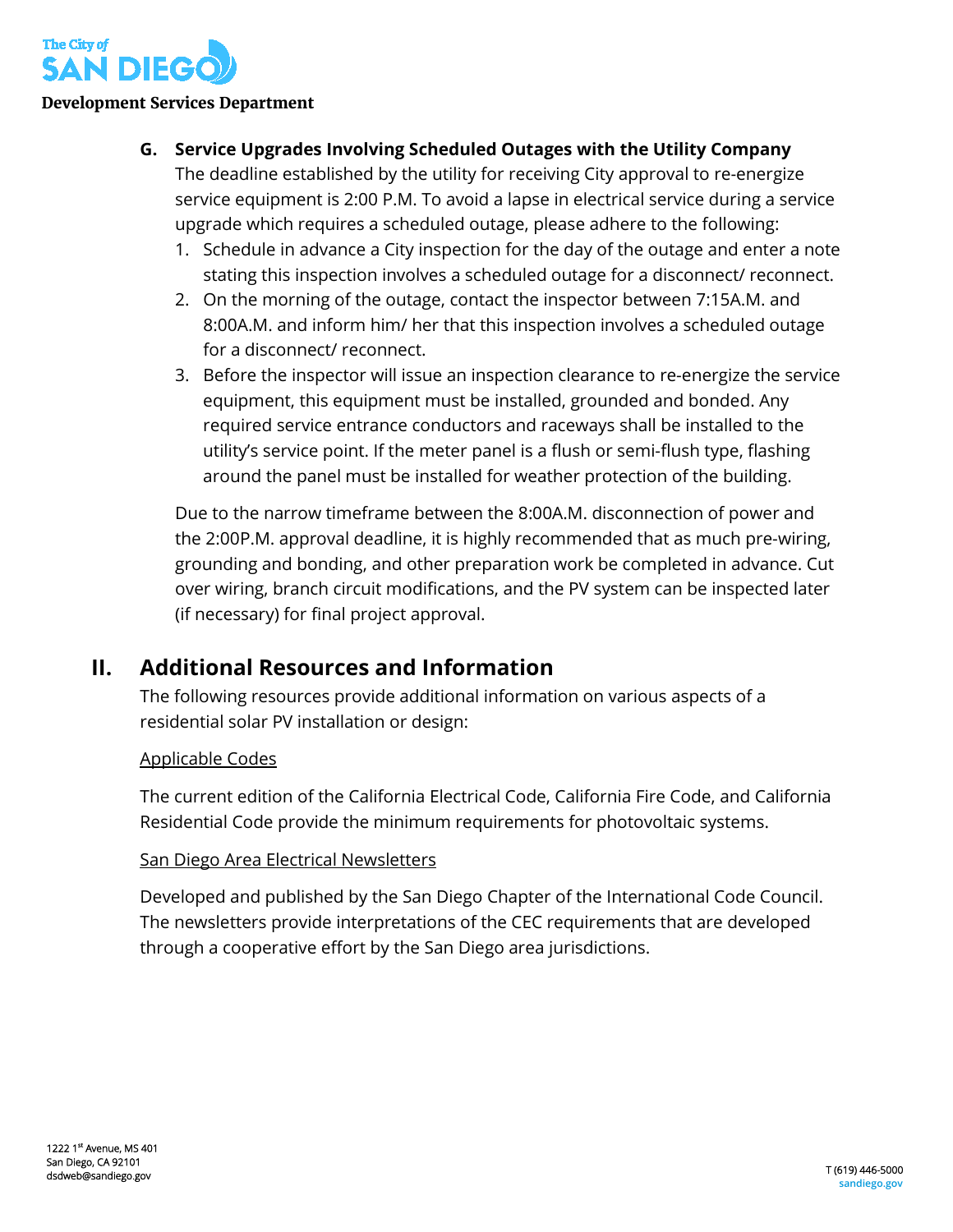### G. Service Upgrades Involving Scheduled Outages with the Utility Company

The deadline established by the utility for receiving City approval to re-energize service equipment is 2:00 P.M. To avoid a lapse in electrical service during a service upgrade which requires a scheduled outage, please adhere to the following:

1. Schedule in advance a City inspection for the day of the outage and enter a note stating this inspection involves a scheduled outage for a disconnect/ reconnect.
2. On the morning of the outage, contact the inspector between 7:15A.M. and 8:00A.M. and inform him/ her that this inspection involves a scheduled outage for a disconnect/ reconnect.
3. Before the inspector will issue an inspection clearance to re-energize the service equipment, this equipment must be installed, grounded and bonded. Any required service entrance conductors and raceways shall be installed to the utility's service point. If the meter panel is a flush or semi-flush type, flashing around the panel must be installed for weather protection of the building.

Due to the narrow timeframe between the 8:00A.M. disconnection of power and the 2:00P.M. approval deadline, it is highly recommended that as much pre-wiring, grounding and bonding, and other preparation work be completed in advance. Cut over wiring, branch circuit modifications, and the PV system can be inspected later (if necessary) for final project approval.

## II. Additional Resources and Information

The following resources provide additional information on various aspects of a residential solar PV installation or design:

Applicable Codes

The current edition of the California Electrical Code, California Fire Code, and California Residential Code provide the minimum requirements for photovoltaic systems.

San Diego Area Electrical Newsletters

Developed and published by the San Diego Chapter of the International Code Council. The newsletters provide interpretations of the CEC requirements that are developed through a cooperative effort by the San Diego area jurisdictions.